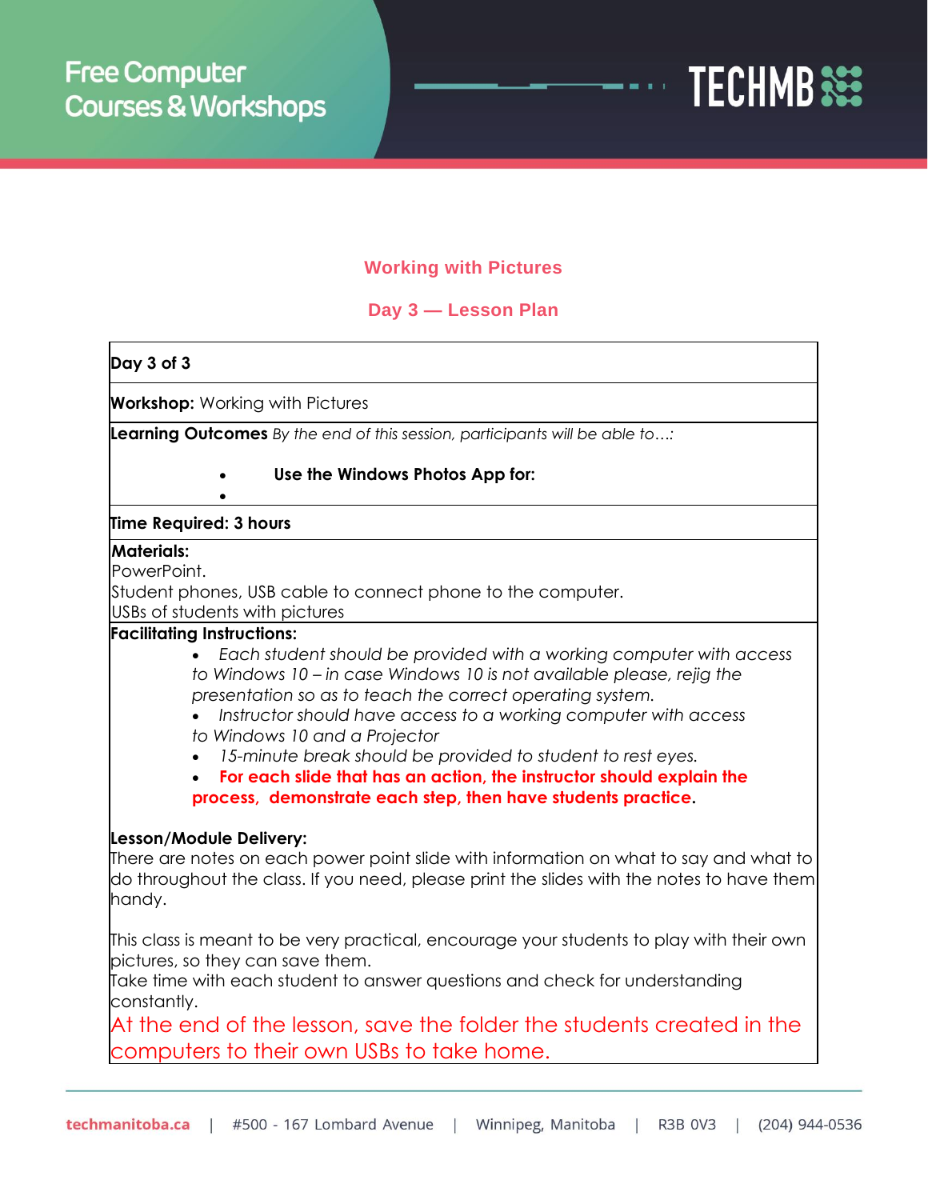## Working with Pictures

## Day 3 — Lesson Plan

| **Day 3 of 3** |
|---|
| **Workshop:** Working with Pictures |
| **Learning Outcomes** *By the end of this session, participants will be able to…:*<br><br>- **Use the Windows Photos App for:**<br>- |
| **Time Required: 3 hours** |
| **Materials:**<br>PowerPoint.<br>Student phones, USB cable to connect phone to the computer.<br>USBs of students with pictures |
| **Facilitating Instructions:**<br>- *Each student should be provided with a working computer with access to Windows 10 – in case Windows 10 is not available please, rejig the presentation so as to teach the correct operating system.*<br>- *Instructor should have access to a working computer with access to Windows 10 and a Projector*<br>- *15-minute break should be provided to student to rest eyes.*<br>- **For each slide that has an action, the instructor should explain the process, demonstrate each step, then have students practice.**<br><br>**Lesson/Module Delivery:**<br>There are notes on each power point slide with information on what to say and what to do throughout the class. If you need, please print the slides with the notes to have them handy.<br><br>This class is meant to be very practical, encourage your students to play with their own pictures, so they can save them.<br>Take time with each student to answer questions and check for understanding constantly.<br>At the end of the lesson, save the folder the students created in the computers to their own USBs to take home. |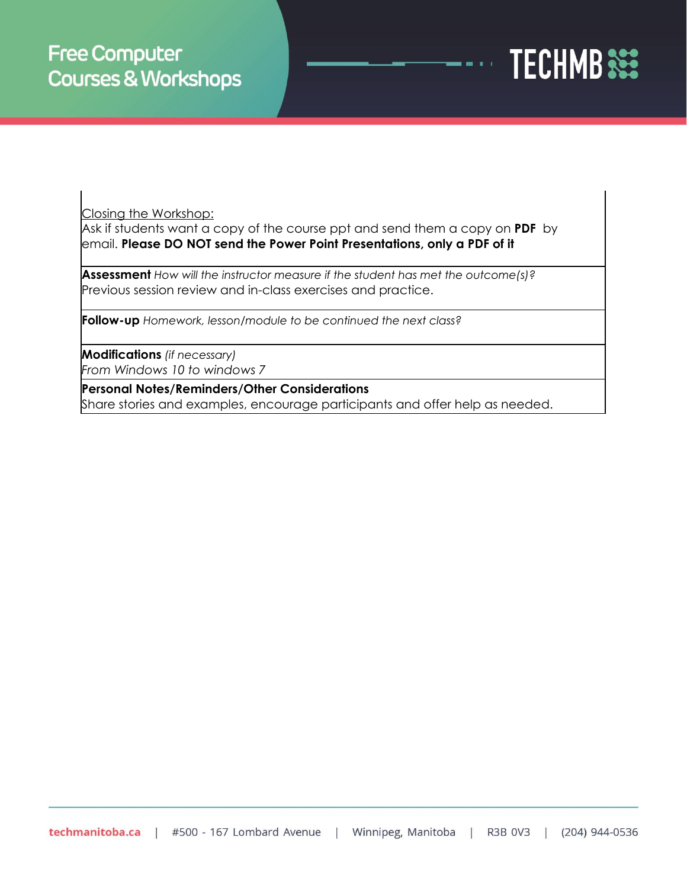Closing the Workshop:
Ask if students want a copy of the course ppt and send them a copy on **PDF** by email. **Please DO NOT send the Power Point Presentations, only a PDF of it**

| |
|---|
| **Assessment** *How will the instructor measure if the student has met the outcome(s)?* Previous session review and in-class exercises and practice. |
| **Follow-up** *Homework, lesson/module to be continued the next class?* |
| **Modifications** *(if necessary)* *From Windows 10 to windows 7* |
| **Personal Notes/Reminders/Other Considerations** Share stories and examples, encourage participants and offer help as needed. |